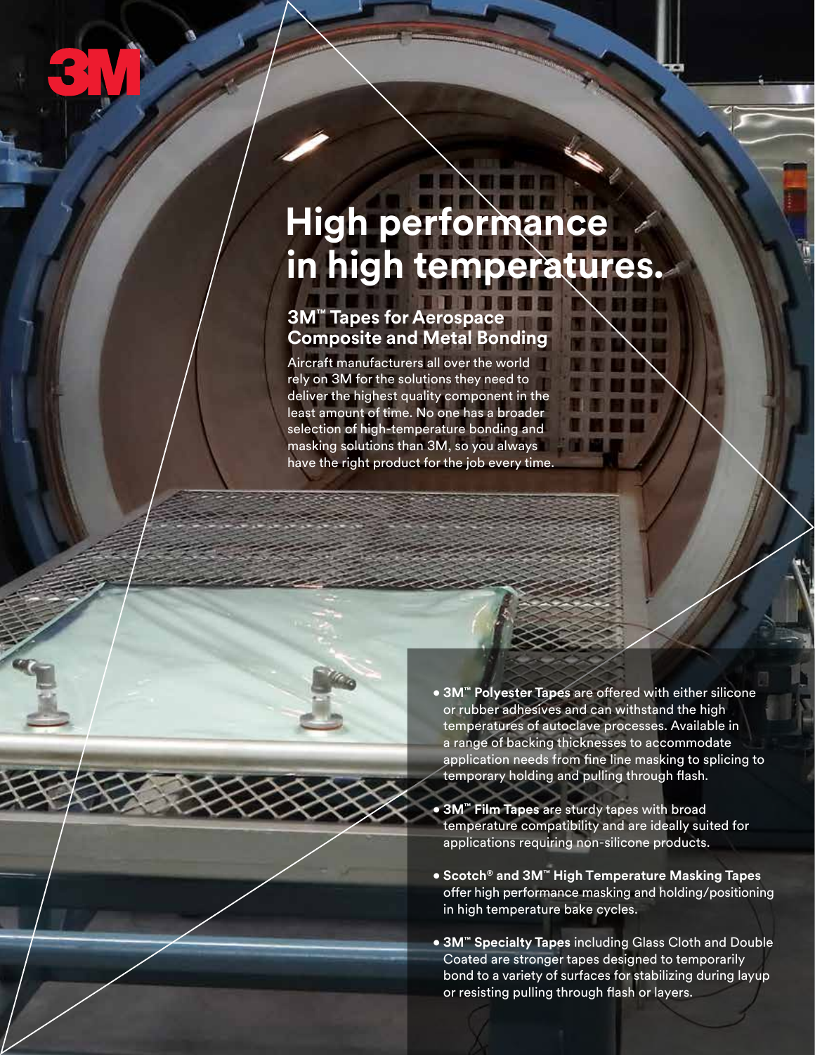3M

# High performance in high temperatures.

## 3M™ Tapes for Aerospace Composite and Metal Bonding

Aircraft manufacturers all over the world rely on 3M for the solutions they need to deliver the highest quality component in the least amount of time. No one has a broader selection of high-temperature bonding and masking solutions than 3M, so you always have the right product for the job every time.

- **3M™ Polyester Tapes** are offered with either silicone or rubber adhesives and can withstand the high temperatures of autoclave processes. Available in a range of backing thicknesses to accommodate application needs from fine line masking to splicing to temporary holding and pulling through flash.
- **3M™ Film Tapes** are sturdy tapes with broad temperature compatibility and are ideally suited for applications requiring non-silicone products.
- **Scotch® and 3M™ High Temperature Masking Tapes** offer high performance masking and holding/positioning in high temperature bake cycles.
- **3M™ Specialty Tapes** including Glass Cloth and Double Coated are stronger tapes designed to temporarily bond to a variety of surfaces for stabilizing during layup or resisting pulling through flash or layers.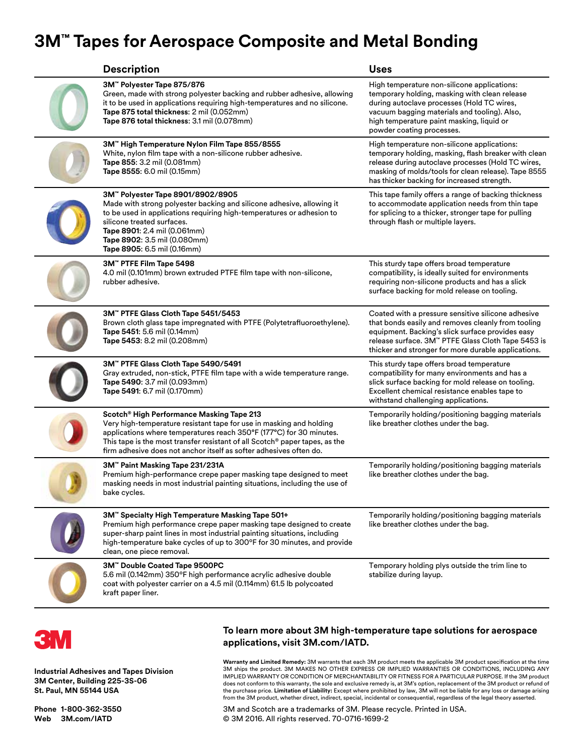# 3M™ Tapes for Aerospace Composite and Metal Bonding

| Description | Uses |
|---|---|
| **3M™ Polyester Tape 875/876**<br>Green, made with strong polyester backing and rubber adhesive, allowing it to be used in applications requiring high-temperatures and no silicone.<br>**Tape 875 total thickness**: 2 mil (0.052mm)<br>**Tape 876 total thickness**: 3.1 mil (0.078mm) | High temperature non-silicone applications: temporary holding, masking with clean release during autoclave processes (Hold TC wires, vacuum bagging materials and tooling). Also, high temperature paint masking, liquid or powder coating processes. |
| **3M™ High Temperature Nylon Film Tape 855/8555**<br>White, nylon film tape with a non-silicone rubber adhesive.<br>**Tape 855**: 3.2 mil (0.081mm)<br>**Tape 8555**: 6.0 mil (0.15mm) | High temperature non-silicone applications: temporary holding, masking, flash breaker with clean release during autoclave processes (Hold TC wires, masking of molds/tools for clean release). Tape 8555 has thicker backing for increased strength. |
| **3M™ Polyester Tape 8901/8902/8905**<br>Made with strong polyester backing and silicone adhesive, allowing it to be used in applications requiring high-temperatures or adhesion to silicone treated surfaces.<br>**Tape 8901**: 2.4 mil (0.061mm)<br>**Tape 8902**: 3.5 mil (0.080mm)<br>**Tape 8905**: 6.5 mil (0.16mm) | This tape family offers a range of backing thickness to accommodate application needs from thin tape for splicing to a thicker, stronger tape for pulling through flash or multiple layers. |
| **3M™ PTFE Film Tape 5498**<br>4.0 mil (0.101mm) brown extruded PTFE film tape with non-silicone, rubber adhesive. | This sturdy tape offers broad temperature compatibility, is ideally suited for environments requiring non-silicone products and has a slick surface backing for mold release on tooling. |
| **3M™ PTFE Glass Cloth Tape 5451/5453**<br>Brown cloth glass tape impregnated with PTFE (Polytetrafluoroethylene).<br>**Tape 5451**: 5.6 mil (0.14mm)<br>**Tape 5453**: 8.2 mil (0.208mm) | Coated with a pressure sensitive silicone adhesive that bonds easily and removes cleanly from tooling equipment. Backing's slick surface provides easy release surface. 3M™ PTFE Glass Cloth Tape 5453 is thicker and stronger for more durable applications. |
| **3M™ PTFE Glass Cloth Tape 5490/5491**<br>Gray extruded, non-stick, PTFE film tape with a wide temperature range.<br>**Tape 5490**: 3.7 mil (0.093mm)<br>**Tape 5491**: 6.7 mil (0.170mm) | This sturdy tape offers broad temperature compatibility for many environments and has a slick surface backing for mold release on tooling. Excellent chemical resistance enables tape to withstand challenging applications. |
| **Scotch® High Performance Masking Tape 213**<br>Very high-temperature resistant tape for use in masking and holding applications where temperatures reach 350°F (177°C) for 30 minutes. This tape is the most transfer resistant of all Scotch® paper tapes, as the firm adhesive does not anchor itself as softer adhesives often do. | Temporarily holding/positioning bagging materials like breather clothes under the bag. |
| **3M™ Paint Masking Tape 231/231A**<br>Premium high-performance crepe paper masking tape designed to meet masking needs in most industrial painting situations, including the use of bake cycles. | Temporarily holding/positioning bagging materials like breather clothes under the bag. |
| **3M™ Specialty High Temperature Masking Tape 501+**<br>Premium high performance crepe paper masking tape designed to create super-sharp paint lines in most industrial painting situations, including high-temperature bake cycles of up to 300°F for 30 minutes, and provide clean, one piece removal. | Temporarily holding/positioning bagging materials like breather clothes under the bag. |
| **3M™ Double Coated Tape 9500PC**<br>5.6 mil (0.142mm) 350°F high performance acrylic adhesive double coat with polyester carrier on a 4.5 mil (0.114mm) 61.5 lb polycoated kraft paper liner. | Temporary holding plys outside the trim line to stabilize during layup. |

**To learn more about 3M high-temperature tape solutions for aerospace applications, visit 3M.com/IATD.**

**Industrial Adhesives and Tapes Division**
**3M Center, Building 225-3S-06**
**St. Paul, MN 55144 USA**

**Phone** 1-800-362-3550
**Web** 3M.com/IATD

**Warranty and Limited Remedy:** 3M warrants that each 3M product meets the applicable 3M product specification at the time 3M ships the product. 3M MAKES NO OTHER EXPRESS OR IMPLIED WARRANTIES OR CONDITIONS, INCLUDING ANY IMPLIED WARRANTY OR CONDITION OF MERCHANTABILITY OR FITNESS FOR A PARTICULAR PURPOSE. If the 3M product does not conform to this warranty, the sole and exclusive remedy is, at 3M's option, replacement of the 3M product or refund of the purchase price. **Limitation of Liability:** Except where prohibited by law, 3M will not be liable for any loss or damage arising from the 3M product, whether direct, indirect, special, incidental or consequential, regardless of the legal theory asserted.

3M and Scotch are trademarks of 3M. Please recycle. Printed in USA.
© 3M 2016. All rights reserved. 70-0716-1699-2